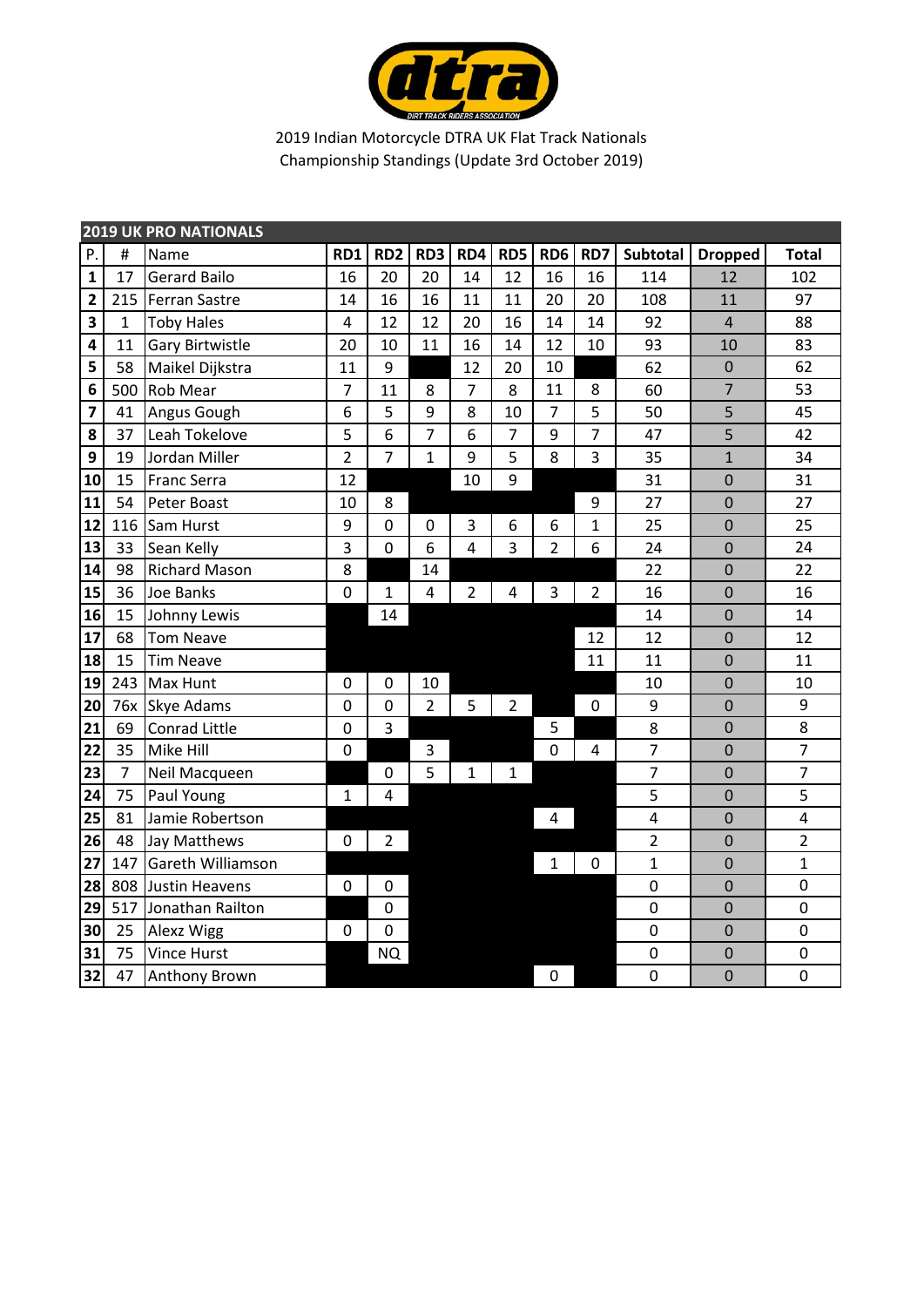2019 Indian Motorcycle DTRA UK Flat Track Nationals
Championship Standings (Update 3rd October 2019)

**2019 UK PRO NATIONALS**

| P. | # | Name | RD1 | RD2 | RD3 | RD4 | RD5 | RD6 | RD7 | Subtotal | Dropped | Total |
|---|---|---|---|---|---|---|---|---|---|---|---|---|
| 1 | 17 | Gerard Bailo | 16 | 20 | 20 | 14 | 12 | 16 | 16 | 114 | 12 | 102 |
| 2 | 215 | Ferran Sastre | 14 | 16 | 16 | 11 | 11 | 20 | 20 | 108 | 11 | 97 |
| 3 | 1 | Toby Hales | 4 | 12 | 12 | 20 | 16 | 14 | 14 | 92 | 4 | 88 |
| 4 | 11 | Gary Birtwistle | 20 | 10 | 11 | 16 | 14 | 12 | 10 | 93 | 10 | 83 |
| 5 | 58 | Maikel Dijkstra | 11 | 9 | | 12 | 20 | 10 | | 62 | 0 | 62 |
| 6 | 500 | Rob Mear | 7 | 11 | 8 | 7 | 8 | 11 | 8 | 60 | 7 | 53 |
| 7 | 41 | Angus Gough | 6 | 5 | 9 | 8 | 10 | 7 | 5 | 50 | 5 | 45 |
| 8 | 37 | Leah Tokelove | 5 | 6 | 7 | 6 | 7 | 9 | 7 | 47 | 5 | 42 |
| 9 | 19 | Jordan Miller | 2 | 7 | 1 | 9 | 5 | 8 | 3 | 35 | 1 | 34 |
| 10 | 15 | Franc Serra | 12 | | | 10 | 9 | | | 31 | 0 | 31 |
| 11 | 54 | Peter Boast | 10 | 8 | | | | | 9 | 27 | 0 | 27 |
| 12 | 116 | Sam Hurst | 9 | 0 | 0 | 3 | 6 | 6 | 1 | 25 | 0 | 25 |
| 13 | 33 | Sean Kelly | 3 | 0 | 6 | 4 | 3 | 2 | 6 | 24 | 0 | 24 |
| 14 | 98 | Richard Mason | 8 | | 14 | | | | | 22 | 0 | 22 |
| 15 | 36 | Joe Banks | 0 | 1 | 4 | 2 | 4 | 3 | 2 | 16 | 0 | 16 |
| 16 | 15 | Johnny Lewis | | 14 | | | | | | 14 | 0 | 14 |
| 17 | 68 | Tom Neave | | | | | | | 12 | 12 | 0 | 12 |
| 18 | 15 | Tim Neave | | | | | | | 11 | 11 | 0 | 11 |
| 19 | 243 | Max Hunt | 0 | 0 | 10 | | | | | 10 | 0 | 10 |
| 20 | 76x | Skye Adams | 0 | 0 | 2 | 5 | 2 | | 0 | 9 | 0 | 9 |
| 21 | 69 | Conrad Little | 0 | 3 | | | | 5 | | 8 | 0 | 8 |
| 22 | 35 | Mike Hill | 0 | | 3 | | | 0 | 4 | 7 | 0 | 7 |
| 23 | 7 | Neil Macqueen | | 0 | 5 | 1 | 1 | | | 7 | 0 | 7 |
| 24 | 75 | Paul Young | 1 | 4 | | | | | | 5 | 0 | 5 |
| 25 | 81 | Jamie Robertson | | | | | | 4 | | 4 | 0 | 4 |
| 26 | 48 | Jay Matthews | 0 | 2 | | | | | | 2 | 0 | 2 |
| 27 | 147 | Gareth Williamson | | | | | | 1 | 0 | 1 | 0 | 1 |
| 28 | 808 | Justin Heavens | 0 | 0 | | | | | | 0 | 0 | 0 |
| 29 | 517 | Jonathan Railton | | 0 | | | | | | 0 | 0 | 0 |
| 30 | 25 | Alexz Wigg | 0 | 0 | | | | | | 0 | 0 | 0 |
| 31 | 75 | Vince Hurst | | NQ | | | | | | 0 | 0 | 0 |
| 32 | 47 | Anthony Brown | | | | | | 0 | | 0 | 0 | 0 |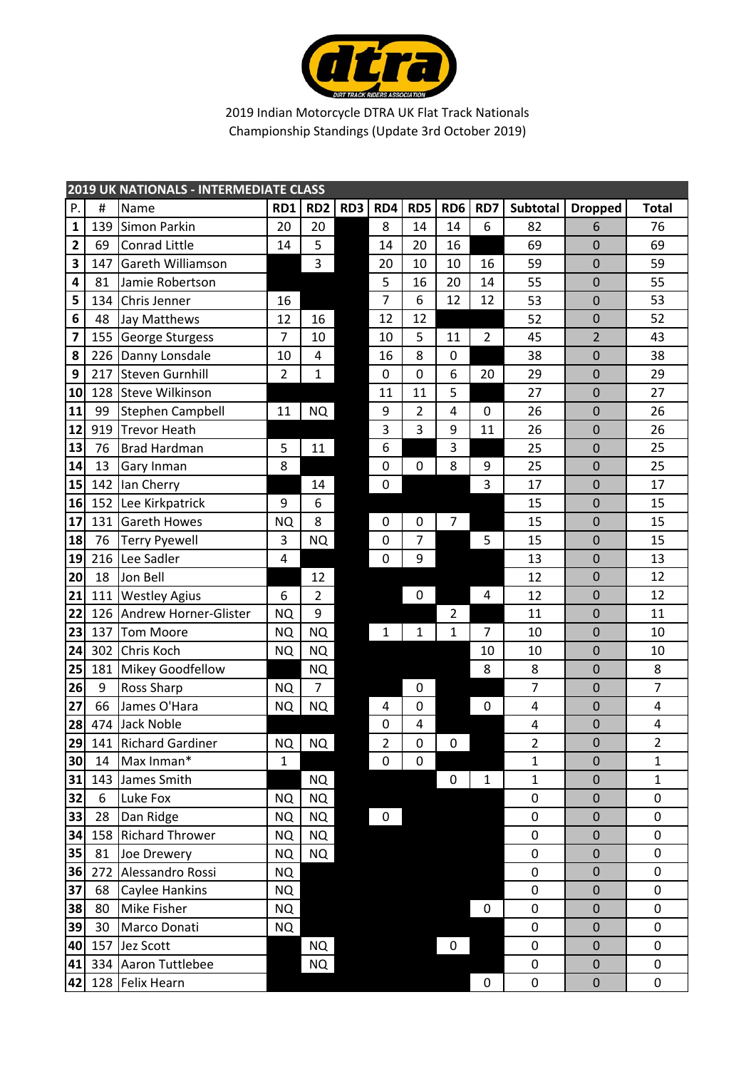2019 Indian Motorcycle DTRA UK Flat Track Nationals
Championship Standings (Update 3rd October 2019)

| 2019 UK NATIONALS - INTERMEDIATE CLASS | | | | | | | | | | | | | |
|---|---|---|---|---|---|---|---|---|---|---|---|---|---|
| P. | # | Name | RD1 | RD2 | RD3 | RD4 | RD5 | RD6 | RD7 | Subtotal | Dropped | Total |
| 1 | 139 | Simon Parkin | 20 | 20 | | 8 | 14 | 14 | 6 | 82 | 6 | 76 |
| 2 | 69 | Conrad Little | 14 | 5 | | 14 | 20 | 16 | | 69 | 0 | 69 |
| 3 | 147 | Gareth Williamson | | 3 | | 20 | 10 | 10 | 16 | 59 | 0 | 59 |
| 4 | 81 | Jamie Robertson | | | | 5 | 16 | 20 | 14 | 55 | 0 | 55 |
| 5 | 134 | Chris Jenner | 16 | | | 7 | 6 | 12 | 12 | 53 | 0 | 53 |
| 6 | 48 | Jay Matthews | 12 | 16 | | 12 | 12 | | | 52 | 0 | 52 |
| 7 | 155 | George Sturgess | 7 | 10 | | 10 | 5 | 11 | 2 | 45 | 2 | 43 |
| 8 | 226 | Danny Lonsdale | 10 | 4 | | 16 | 8 | 0 | | 38 | 0 | 38 |
| 9 | 217 | Steven Gurnhill | 2 | 1 | | 0 | 0 | 6 | 20 | 29 | 0 | 29 |
| 10 | 128 | Steve Wilkinson | | | | 11 | 11 | 5 | | 27 | 0 | 27 |
| 11 | 99 | Stephen Campbell | 11 | NQ | | 9 | 2 | 4 | 0 | 26 | 0 | 26 |
| 12 | 919 | Trevor Heath | | | | 3 | 3 | 9 | 11 | 26 | 0 | 26 |
| 13 | 76 | Brad Hardman | 5 | 11 | | 6 | | 3 | | 25 | 0 | 25 |
| 14 | 13 | Gary Inman | 8 | | | 0 | 0 | 8 | 9 | 25 | 0 | 25 |
| 15 | 142 | Ian Cherry | | 14 | | 0 | | | 3 | 17 | 0 | 17 |
| 16 | 152 | Lee Kirkpatrick | 9 | 6 | | | | | | 15 | 0 | 15 |
| 17 | 131 | Gareth Howes | NQ | 8 | | 0 | 0 | 7 | | 15 | 0 | 15 |
| 18 | 76 | Terry Pyewell | 3 | NQ | | 0 | 7 | | 5 | 15 | 0 | 15 |
| 19 | 216 | Lee Sadler | 4 | | | 0 | 9 | | | 13 | 0 | 13 |
| 20 | 18 | Jon Bell | | 12 | | | | | | 12 | 0 | 12 |
| 21 | 111 | Westley Agius | 6 | 2 | | | 0 | | 4 | 12 | 0 | 12 |
| 22 | 126 | Andrew Horner-Glister | NQ | 9 | | | | 2 | | 11 | 0 | 11 |
| 23 | 137 | Tom Moore | NQ | NQ | | 1 | 1 | 1 | 7 | 10 | 0 | 10 |
| 24 | 302 | Chris Koch | NQ | NQ | | | | | 10 | 10 | 0 | 10 |
| 25 | 181 | Mikey Goodfellow | | NQ | | | | | 8 | 8 | 0 | 8 |
| 26 | 9 | Ross Sharp | NQ | 7 | | | 0 | | | 7 | 0 | 7 |
| 27 | 66 | James O'Hara | NQ | NQ | | 4 | 0 | | 0 | 4 | 0 | 4 |
| 28 | 474 | Jack Noble | | | | 0 | 4 | | | 4 | 0 | 4 |
| 29 | 141 | Richard Gardiner | NQ | NQ | | 2 | 0 | 0 | | 2 | 0 | 2 |
| 30 | 14 | Max Inman* | 1 | | | 0 | 0 | | | 1 | 0 | 1 |
| 31 | 143 | James Smith | | NQ | | | | 0 | 1 | 1 | 0 | 1 |
| 32 | 6 | Luke Fox | NQ | NQ | | | | | | 0 | 0 | 0 |
| 33 | 28 | Dan Ridge | NQ | NQ | | 0 | | | | 0 | 0 | 0 |
| 34 | 158 | Richard Thrower | NQ | NQ | | | | | | 0 | 0 | 0 |
| 35 | 81 | Joe Drewery | NQ | NQ | | | | | | 0 | 0 | 0 |
| 36 | 272 | Alessandro Rossi | NQ | | | | | | | 0 | 0 | 0 |
| 37 | 68 | Caylee Hankins | NQ | | | | | | | 0 | 0 | 0 |
| 38 | 80 | Mike Fisher | NQ | | | | | | 0 | 0 | 0 | 0 |
| 39 | 30 | Marco Donati | NQ | | | | | | | 0 | 0 | 0 |
| 40 | 157 | Jez Scott | | NQ | | | | 0 | | 0 | 0 | 0 |
| 41 | 334 | Aaron Tuttlebee | | NQ | | | | | | 0 | 0 | 0 |
| 42 | 128 | Felix Hearn | | | | | | | 0 | 0 | 0 | 0 |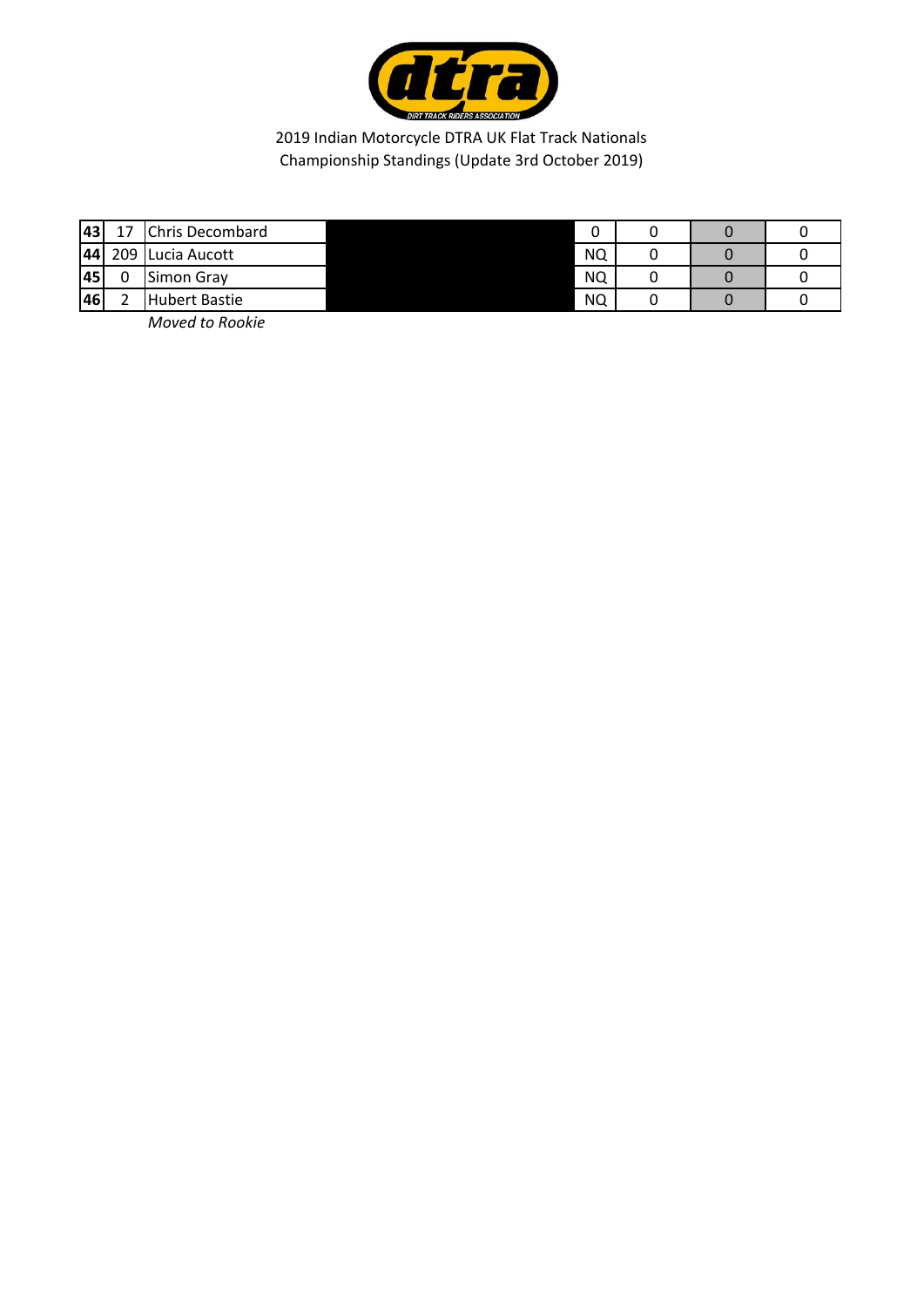2019 Indian Motorcycle DTRA UK Flat Track Nationals
Championship Standings (Update 3rd October 2019)

| | | | | | | | |
|---|---|---|---|---|---|---|---|
| 43 | 17 | Chris Decombard | | 0 | 0 | 0 | 0 |
| 44 | 209 | Lucia Aucott | | NQ | 0 | 0 | 0 |
| 45 | 0 | Simon Gray | | NQ | 0 | 0 | 0 |
| 46 | 2 | Hubert Bastie | | NQ | 0 | 0 | 0 |

*Moved to Rookie*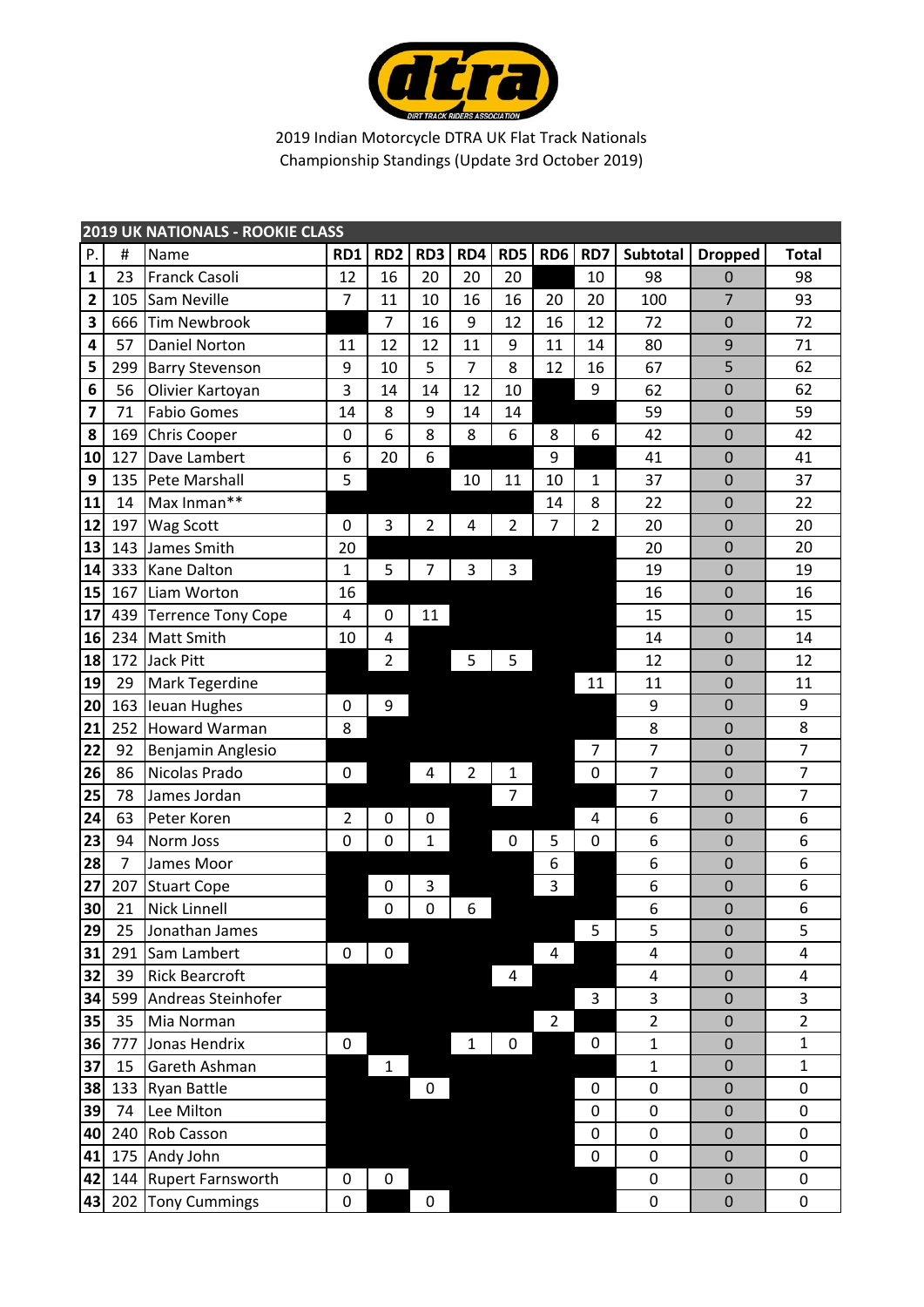2019 Indian Motorcycle DTRA UK Flat Track Nationals
Championship Standings (Update 3rd October 2019)

| 2019 UK NATIONALS - ROOKIE CLASS | | | | | | | | | | | | |
|---|---|---|---|---|---|---|---|---|---|---|---|---|
| P. | # | Name | RD1 | RD2 | RD3 | RD4 | RD5 | RD6 | RD7 | Subtotal | Dropped | Total |
| 1 | 23 | Franck Casoli | 12 | 16 | 20 | 20 | 20 | | 10 | 98 | 0 | 98 |
| 2 | 105 | Sam Neville | 7 | 11 | 10 | 16 | 16 | 20 | 20 | 100 | 7 | 93 |
| 3 | 666 | Tim Newbrook | | 7 | 16 | 9 | 12 | 16 | 12 | 72 | 0 | 72 |
| 4 | 57 | Daniel Norton | 11 | 12 | 12 | 11 | 9 | 11 | 14 | 80 | 9 | 71 |
| 5 | 299 | Barry Stevenson | 9 | 10 | 5 | 7 | 8 | 12 | 16 | 67 | 5 | 62 |
| 6 | 56 | Olivier Kartoyan | 3 | 14 | 14 | 12 | 10 | | 9 | 62 | 0 | 62 |
| 7 | 71 | Fabio Gomes | 14 | 8 | 9 | 14 | 14 | | | 59 | 0 | 59 |
| 8 | 169 | Chris Cooper | 0 | 6 | 8 | 8 | 6 | 8 | 6 | 42 | 0 | 42 |
| 10 | 127 | Dave Lambert | 6 | 20 | 6 | | | 9 | | 41 | 0 | 41 |
| 9 | 135 | Pete Marshall | 5 | | | 10 | 11 | 10 | 1 | 37 | 0 | 37 |
| 11 | 14 | Max Inman** | | | | | | 14 | 8 | 22 | 0 | 22 |
| 12 | 197 | Wag Scott | 0 | 3 | 2 | 4 | 2 | 7 | 2 | 20 | 0 | 20 |
| 13 | 143 | James Smith | 20 | | | | | | | 20 | 0 | 20 |
| 14 | 333 | Kane Dalton | 1 | 5 | 7 | 3 | 3 | | | 19 | 0 | 19 |
| 15 | 167 | Liam Worton | 16 | | | | | | | 16 | 0 | 16 |
| 17 | 439 | Terrence Tony Cope | 4 | 0 | 11 | | | | | 15 | 0 | 15 |
| 16 | 234 | Matt Smith | 10 | 4 | | | | | | 14 | 0 | 14 |
| 18 | 172 | Jack Pitt | | 2 | | 5 | 5 | | | 12 | 0 | 12 |
| 19 | 29 | Mark Tegerdine | | | | | | | 11 | 11 | 0 | 11 |
| 20 | 163 | Ieuan Hughes | 0 | 9 | | | | | | 9 | 0 | 9 |
| 21 | 252 | Howard Warman | 8 | | | | | | | 8 | 0 | 8 |
| 22 | 92 | Benjamin Anglesio | | | | | | | 7 | 7 | 0 | 7 |
| 26 | 86 | Nicolas Prado | 0 | | 4 | 2 | 1 | | 0 | 7 | 0 | 7 |
| 25 | 78 | James Jordan | | | | | 7 | | | 7 | 0 | 7 |
| 24 | 63 | Peter Koren | 2 | 0 | 0 | | | | 4 | 6 | 0 | 6 |
| 23 | 94 | Norm Joss | 0 | 0 | 1 | | 0 | 5 | 0 | 6 | 0 | 6 |
| 28 | 7 | James Moor | | | | | | 6 | | 6 | 0 | 6 |
| 27 | 207 | Stuart Cope | | 0 | 3 | | | 3 | | 6 | 0 | 6 |
| 30 | 21 | Nick Linnell | | 0 | 0 | 6 | | | | 6 | 0 | 6 |
| 29 | 25 | Jonathan James | | | | | | | 5 | 5 | 0 | 5 |
| 31 | 291 | Sam Lambert | 0 | 0 | | | | 4 | | 4 | 0 | 4 |
| 32 | 39 | Rick Bearcroft | | | | | 4 | | | 4 | 0 | 4 |
| 34 | 599 | Andreas Steinhofer | | | | | | | 3 | 3 | 0 | 3 |
| 35 | 35 | Mia Norman | | | | | | 2 | | 2 | 0 | 2 |
| 36 | 777 | Jonas Hendrix | 0 | | | 1 | 0 | | 0 | 1 | 0 | 1 |
| 37 | 15 | Gareth Ashman | | 1 | | | | | | 1 | 0 | 1 |
| 38 | 133 | Ryan Battle | | | 0 | | | | 0 | 0 | 0 | 0 |
| 39 | 74 | Lee Milton | | | | | | | 0 | 0 | 0 | 0 |
| 40 | 240 | Rob Casson | | | | | | | 0 | 0 | 0 | 0 |
| 41 | 175 | Andy John | | | | | | | 0 | 0 | 0 | 0 |
| 42 | 144 | Rupert Farnsworth | 0 | 0 | | | | | | 0 | 0 | 0 |
| 43 | 202 | Tony Cummings | 0 | | 0 | | | | | 0 | 0 | 0 |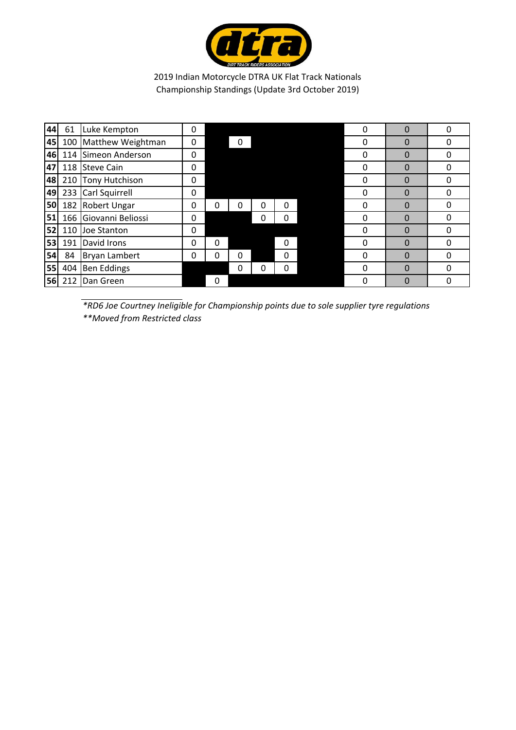2019 Indian Motorcycle DTRA UK Flat Track Nationals
Championship Standings (Update 3rd October 2019)

| | | | | | | | | | | | | |
|---|---|---|---|---|---|---|---|---|---|---|---|---|
| 44 | 61 | Luke Kempton | 0 | | | | | | | 0 | 0 | 0 |
| 45 | 100 | Matthew Weightman | 0 | | 0 | | | | | 0 | 0 | 0 |
| 46 | 114 | Simeon Anderson | 0 | | | | | | | 0 | 0 | 0 |
| 47 | 118 | Steve Cain | 0 | | | | | | | 0 | 0 | 0 |
| 48 | 210 | Tony Hutchison | 0 | | | | | | | 0 | 0 | 0 |
| 49 | 233 | Carl Squirrell | 0 | | | | | | | 0 | 0 | 0 |
| 50 | 182 | Robert Ungar | 0 | 0 | 0 | 0 | 0 | | | 0 | 0 | 0 |
| 51 | 166 | Giovanni Beliossi | 0 | | | 0 | 0 | | | 0 | 0 | 0 |
| 52 | 110 | Joe Stanton | 0 | | | | | | | 0 | 0 | 0 |
| 53 | 191 | David Irons | 0 | 0 | | | 0 | | | 0 | 0 | 0 |
| 54 | 84 | Bryan Lambert | 0 | 0 | 0 | | 0 | | | 0 | 0 | 0 |
| 55 | 404 | Ben Eddings | | | 0 | 0 | 0 | | | 0 | 0 | 0 |
| 56 | 212 | Dan Green | | 0 | | | | | | 0 | 0 | 0 |

*\*RD6 Joe Courtney Ineligible for Championship points due to sole supplier tyre regulations*

*\*\*Moved from Restricted class*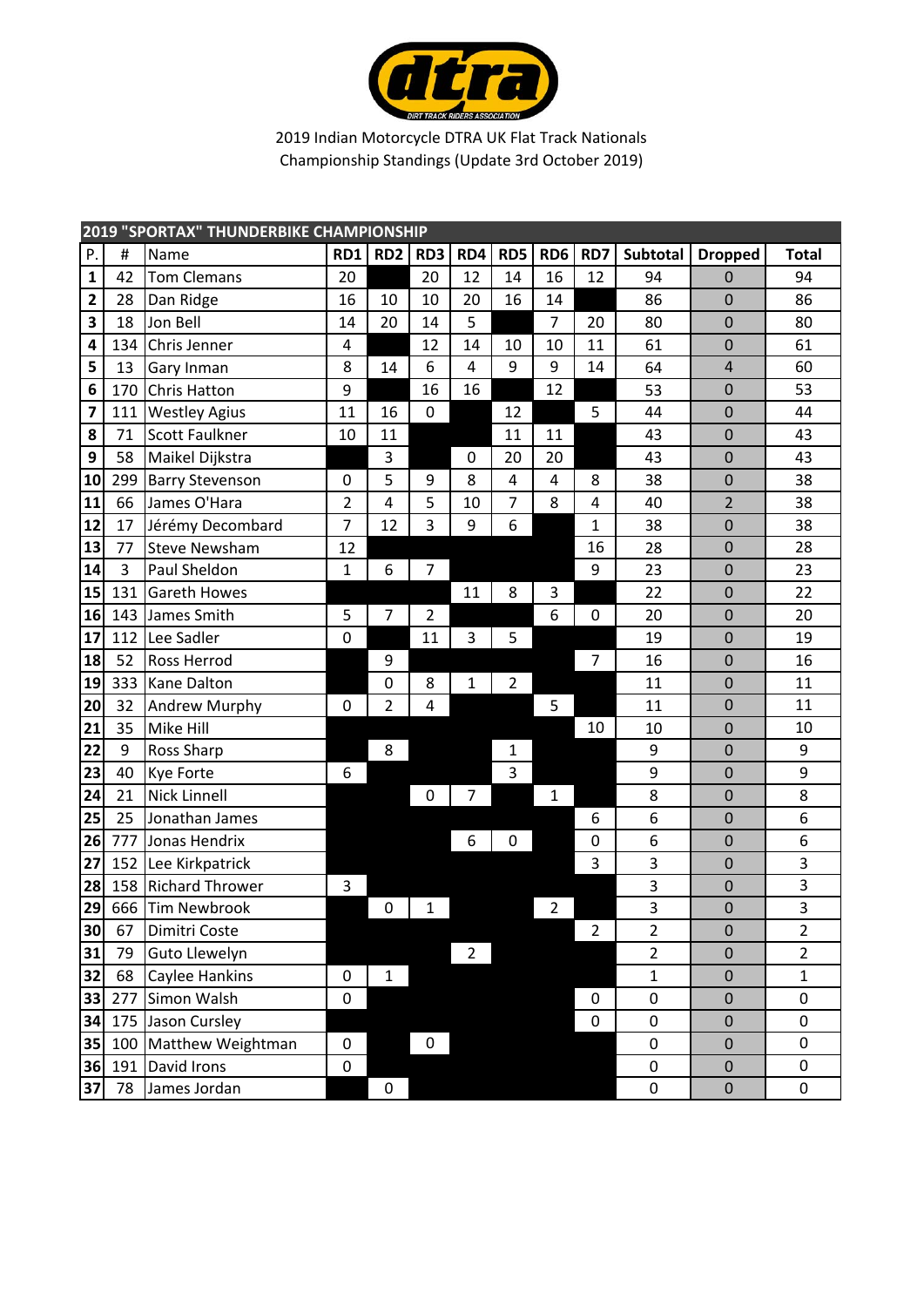2019 Indian Motorcycle DTRA UK Flat Track Nationals
Championship Standings (Update 3rd October 2019)

| 2019 "SPORTAX" THUNDERBIKE CHAMPIONSHIP | | | | | | | | | | | | | |
|---|---|---|---|---|---|---|---|---|---|---|---|---|---|
| P. | # | Name | RD1 | RD2 | RD3 | RD4 | RD5 | RD6 | RD7 | Subtotal | Dropped | Total |
| 1 | 42 | Tom Clemans | 20 | | 20 | 12 | 14 | 16 | 12 | 94 | 0 | 94 |
| 2 | 28 | Dan Ridge | 16 | 10 | 10 | 20 | 16 | 14 | | 86 | 0 | 86 |
| 3 | 18 | Jon Bell | 14 | 20 | 14 | 5 | | 7 | 20 | 80 | 0 | 80 |
| 4 | 134 | Chris Jenner | 4 | | 12 | 14 | 10 | 10 | 11 | 61 | 0 | 61 |
| 5 | 13 | Gary Inman | 8 | 14 | 6 | 4 | 9 | 9 | 14 | 64 | 4 | 60 |
| 6 | 170 | Chris Hatton | 9 | | 16 | 16 | | 12 | | 53 | 0 | 53 |
| 7 | 111 | Westley Agius | 11 | 16 | 0 | | 12 | | 5 | 44 | 0 | 44 |
| 8 | 71 | Scott Faulkner | 10 | 11 | | | 11 | 11 | | 43 | 0 | 43 |
| 9 | 58 | Maikel Dijkstra | | 3 | | 0 | 20 | 20 | | 43 | 0 | 43 |
| 10 | 299 | Barry Stevenson | 0 | 5 | 9 | 8 | 4 | 4 | 8 | 38 | 0 | 38 |
| 11 | 66 | James O'Hara | 2 | 4 | 5 | 10 | 7 | 8 | 4 | 40 | 2 | 38 |
| 12 | 17 | Jérémy Decombard | 7 | 12 | 3 | 9 | 6 | | 1 | 38 | 0 | 38 |
| 13 | 77 | Steve Newsham | 12 | | | | | | 16 | 28 | 0 | 28 |
| 14 | 3 | Paul Sheldon | 1 | 6 | 7 | | | | 9 | 23 | 0 | 23 |
| 15 | 131 | Gareth Howes | | | | 11 | 8 | 3 | | 22 | 0 | 22 |
| 16 | 143 | James Smith | 5 | 7 | 2 | | | 6 | 0 | 20 | 0 | 20 |
| 17 | 112 | Lee Sadler | 0 | | 11 | 3 | 5 | | | 19 | 0 | 19 |
| 18 | 52 | Ross Herrod | | 9 | | | | | 7 | 16 | 0 | 16 |
| 19 | 333 | Kane Dalton | | 0 | 8 | 1 | 2 | | | 11 | 0 | 11 |
| 20 | 32 | Andrew Murphy | 0 | 2 | 4 | | | 5 | | 11 | 0 | 11 |
| 21 | 35 | Mike Hill | | | | | | | 10 | 10 | 0 | 10 |
| 22 | 9 | Ross Sharp | | 8 | | | 1 | | | 9 | 0 | 9 |
| 23 | 40 | Kye Forte | 6 | | | | 3 | | | 9 | 0 | 9 |
| 24 | 21 | Nick Linnell | | | 0 | 7 | | 1 | | 8 | 0 | 8 |
| 25 | 25 | Jonathan James | | | | | | | 6 | 6 | 0 | 6 |
| 26 | 777 | Jonas Hendrix | | | | 6 | 0 | | 0 | 6 | 0 | 6 |
| 27 | 152 | Lee Kirkpatrick | | | | | | | 3 | 3 | 0 | 3 |
| 28 | 158 | Richard Thrower | 3 | | | | | | | 3 | 0 | 3 |
| 29 | 666 | Tim Newbrook | | 0 | 1 | | | 2 | | 3 | 0 | 3 |
| 30 | 67 | Dimitri Coste | | | | | | | 2 | 2 | 0 | 2 |
| 31 | 79 | Guto Llewelyn | | | | 2 | | | | 2 | 0 | 2 |
| 32 | 68 | Caylee Hankins | 0 | 1 | | | | | | 1 | 0 | 1 |
| 33 | 277 | Simon Walsh | 0 | | | | | | 0 | 0 | 0 | 0 |
| 34 | 175 | Jason Cursley | | | | | | | 0 | 0 | 0 | 0 |
| 35 | 100 | Matthew Weightman | 0 | | 0 | | | | | 0 | 0 | 0 |
| 36 | 191 | David Irons | 0 | | | | | | | 0 | 0 | 0 |
| 37 | 78 | James Jordan | | 0 | | | | | | 0 | 0 | 0 |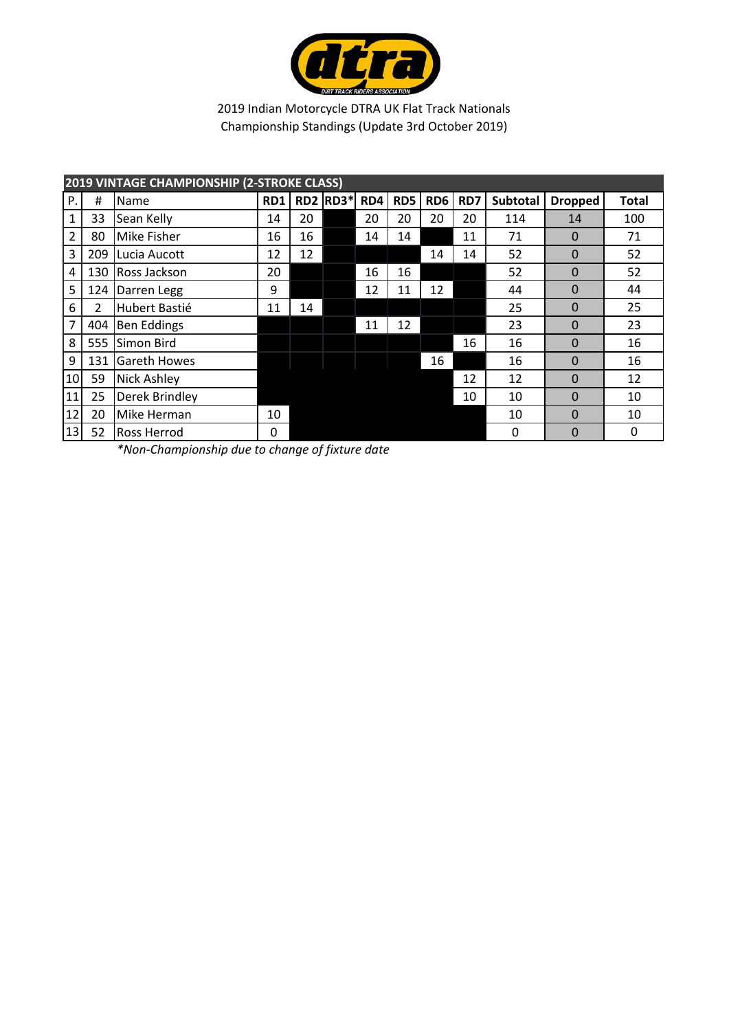2019 Indian Motorcycle DTRA UK Flat Track Nationals
Championship Standings (Update 3rd October 2019)

| 2019 VINTAGE CHAMPIONSHIP (2-STROKE CLASS) | | | | | | | | | | | | | |
|---|---|---|---|---|---|---|---|---|---|---|---|---|---|
| P. | # | Name | RD1 | RD2 | RD3* | RD4 | RD5 | RD6 | RD7 | Subtotal | Dropped | Total |
| 1 | 33 | Sean Kelly | 14 | 20 | | 20 | 20 | 20 | 20 | 114 | 14 | 100 |
| 2 | 80 | Mike Fisher | 16 | 16 | | 14 | 14 | | 11 | 71 | 0 | 71 |
| 3 | 209 | Lucia Aucott | 12 | 12 | | | | 14 | 14 | 52 | 0 | 52 |
| 4 | 130 | Ross Jackson | 20 | | | 16 | 16 | | | 52 | 0 | 52 |
| 5 | 124 | Darren Legg | 9 | | | 12 | 11 | 12 | | 44 | 0 | 44 |
| 6 | 2 | Hubert Bastié | 11 | 14 | | | | | | 25 | 0 | 25 |
| 7 | 404 | Ben Eddings | | | | 11 | 12 | | | 23 | 0 | 23 |
| 8 | 555 | Simon Bird | | | | | | | 16 | 16 | 0 | 16 |
| 9 | 131 | Gareth Howes | | | | | | 16 | | 16 | 0 | 16 |
| 10 | 59 | Nick Ashley | | | | | | | 12 | 12 | 0 | 12 |
| 11 | 25 | Derek Brindley | | | | | | | 10 | 10 | 0 | 10 |
| 12 | 20 | Mike Herman | 10 | | | | | | | 10 | 0 | 10 |
| 13 | 52 | Ross Herrod | 0 | | | | | | | 0 | 0 | 0 |

*\*Non-Championship due to change of fixture date*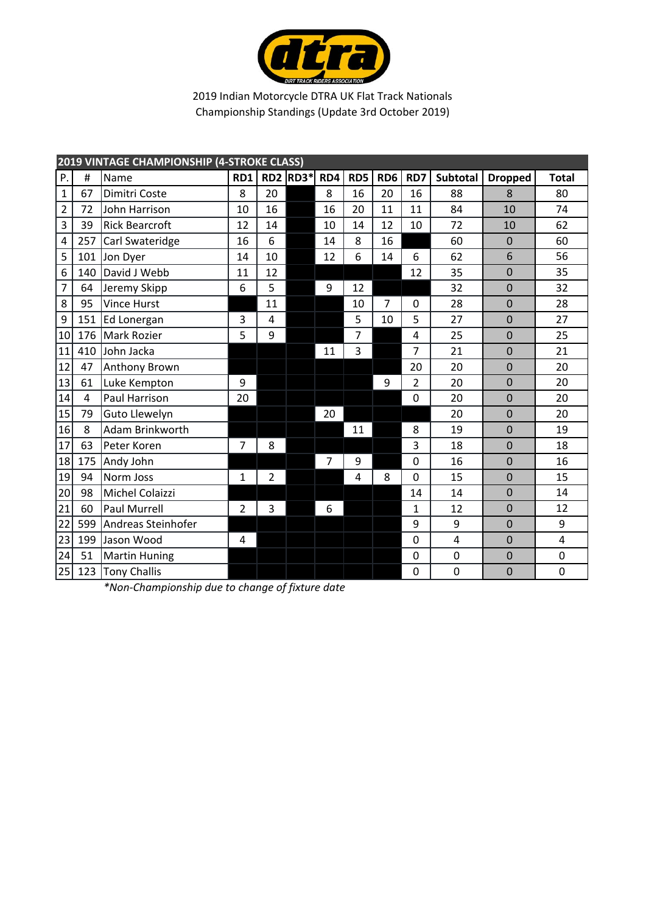2019 Indian Motorcycle DTRA UK Flat Track Nationals
Championship Standings (Update 3rd October 2019)

| 2019 VINTAGE CHAMPIONSHIP (4-STROKE CLASS) | | | | | | | | | | | | | |
|---|---|---|---|---|---|---|---|---|---|---|---|---|---|
| P. | # | Name | RD1 | RD2 | RD3* | RD4 | RD5 | RD6 | RD7 | Subtotal | Dropped | Total |
| 1 | 67 | Dimitri Coste | 8 | 20 | | 8 | 16 | 20 | 16 | 88 | 8 | 80 |
| 2 | 72 | John Harrison | 10 | 16 | | 16 | 20 | 11 | 11 | 84 | 10 | 74 |
| 3 | 39 | Rick Bearcroft | 12 | 14 | | 10 | 14 | 12 | 10 | 72 | 10 | 62 |
| 4 | 257 | Carl Swateridge | 16 | 6 | | 14 | 8 | 16 | | 60 | 0 | 60 |
| 5 | 101 | Jon Dyer | 14 | 10 | | 12 | 6 | 14 | 6 | 62 | 6 | 56 |
| 6 | 140 | David J Webb | 11 | 12 | | | | | 12 | 35 | 0 | 35 |
| 7 | 64 | Jeremy Skipp | 6 | 5 | | 9 | 12 | | | 32 | 0 | 32 |
| 8 | 95 | Vince Hurst | | 11 | | | 10 | 7 | 0 | 28 | 0 | 28 |
| 9 | 151 | Ed Lonergan | 3 | 4 | | | 5 | 10 | 5 | 27 | 0 | 27 |
| 10 | 176 | Mark Rozier | 5 | 9 | | | 7 | | 4 | 25 | 0 | 25 |
| 11 | 410 | John Jacka | | | | 11 | 3 | | 7 | 21 | 0 | 21 |
| 12 | 47 | Anthony Brown | | | | | | | 20 | 20 | 0 | 20 |
| 13 | 61 | Luke Kempton | 9 | | | | | 9 | 2 | 20 | 0 | 20 |
| 14 | 4 | Paul Harrison | 20 | | | | | | 0 | 20 | 0 | 20 |
| 15 | 79 | Guto Llewelyn | | | | 20 | | | | 20 | 0 | 20 |
| 16 | 8 | Adam Brinkworth | | | | | 11 | | 8 | 19 | 0 | 19 |
| 17 | 63 | Peter Koren | 7 | 8 | | | | | 3 | 18 | 0 | 18 |
| 18 | 175 | Andy John | | | | 7 | 9 | | 0 | 16 | 0 | 16 |
| 19 | 94 | Norm Joss | 1 | 2 | | | 4 | 8 | 0 | 15 | 0 | 15 |
| 20 | 98 | Michel Colaizzi | | | | | | | 14 | 14 | 0 | 14 |
| 21 | 60 | Paul Murrell | 2 | 3 | | 6 | | | 1 | 12 | 0 | 12 |
| 22 | 599 | Andreas Steinhofer | | | | | | | 9 | 9 | 0 | 9 |
| 23 | 199 | Jason Wood | 4 | | | | | | 0 | 4 | 0 | 4 |
| 24 | 51 | Martin Huning | | | | | | | 0 | 0 | 0 | 0 |
| 25 | 123 | Tony Challis | | | | | | | 0 | 0 | 0 | 0 |

*\*Non-Championship due to change of fixture date*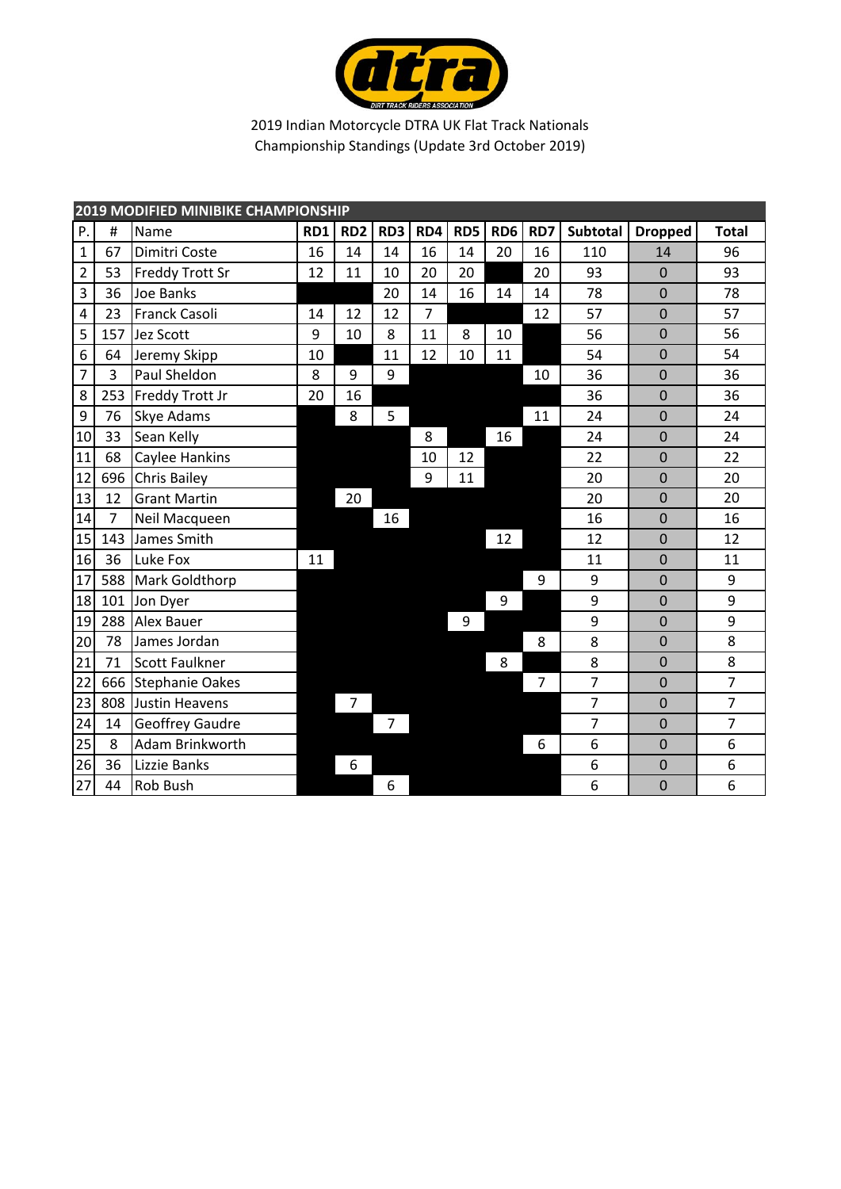2019 Indian Motorcycle DTRA UK Flat Track Nationals
Championship Standings (Update 3rd October 2019)

**2019 MODIFIED MINIBIKE CHAMPIONSHIP**

| P. | # | Name | RD1 | RD2 | RD3 | RD4 | RD5 | RD6 | RD7 | Subtotal | Dropped | Total |
|---|---|---|---|---|---|---|---|---|---|---|---|---|
| 1 | 67 | Dimitri Coste | 16 | 14 | 14 | 16 | 14 | 20 | 16 | 110 | 14 | 96 |
| 2 | 53 | Freddy Trott Sr | 12 | 11 | 10 | 20 | 20 | | 20 | 93 | 0 | 93 |
| 3 | 36 | Joe Banks | | | 20 | 14 | 16 | 14 | 14 | 78 | 0 | 78 |
| 4 | 23 | Franck Casoli | 14 | 12 | 12 | 7 | | | 12 | 57 | 0 | 57 |
| 5 | 157 | Jez Scott | 9 | 10 | 8 | 11 | 8 | 10 | | 56 | 0 | 56 |
| 6 | 64 | Jeremy Skipp | 10 | | 11 | 12 | 10 | 11 | | 54 | 0 | 54 |
| 7 | 3 | Paul Sheldon | 8 | 9 | 9 | | | | 10 | 36 | 0 | 36 |
| 8 | 253 | Freddy Trott Jr | 20 | 16 | | | | | | 36 | 0 | 36 |
| 9 | 76 | Skye Adams | | 8 | 5 | | | | 11 | 24 | 0 | 24 |
| 10 | 33 | Sean Kelly | | | | 8 | | 16 | | 24 | 0 | 24 |
| 11 | 68 | Caylee Hankins | | | | 10 | 12 | | | 22 | 0 | 22 |
| 12 | 696 | Chris Bailey | | | | 9 | 11 | | | 20 | 0 | 20 |
| 13 | 12 | Grant Martin | | 20 | | | | | | 20 | 0 | 20 |
| 14 | 7 | Neil Macqueen | | | 16 | | | | | 16 | 0 | 16 |
| 15 | 143 | James Smith | | | | | | 12 | | 12 | 0 | 12 |
| 16 | 36 | Luke Fox | 11 | | | | | | | 11 | 0 | 11 |
| 17 | 588 | Mark Goldthorp | | | | | | | 9 | 9 | 0 | 9 |
| 18 | 101 | Jon Dyer | | | | | | 9 | | 9 | 0 | 9 |
| 19 | 288 | Alex Bauer | | | | | 9 | | | 9 | 0 | 9 |
| 20 | 78 | James Jordan | | | | | | | 8 | 8 | 0 | 8 |
| 21 | 71 | Scott Faulkner | | | | | | 8 | | 8 | 0 | 8 |
| 22 | 666 | Stephanie Oakes | | | | | | | 7 | 7 | 0 | 7 |
| 23 | 808 | Justin Heavens | | 7 | | | | | | 7 | 0 | 7 |
| 24 | 14 | Geoffrey Gaudre | | | 7 | | | | | 7 | 0 | 7 |
| 25 | 8 | Adam Brinkworth | | | | | | | 6 | 6 | 0 | 6 |
| 26 | 36 | Lizzie Banks | | 6 | | | | | | 6 | 0 | 6 |
| 27 | 44 | Rob Bush | | | 6 | | | | | 6 | 0 | 6 |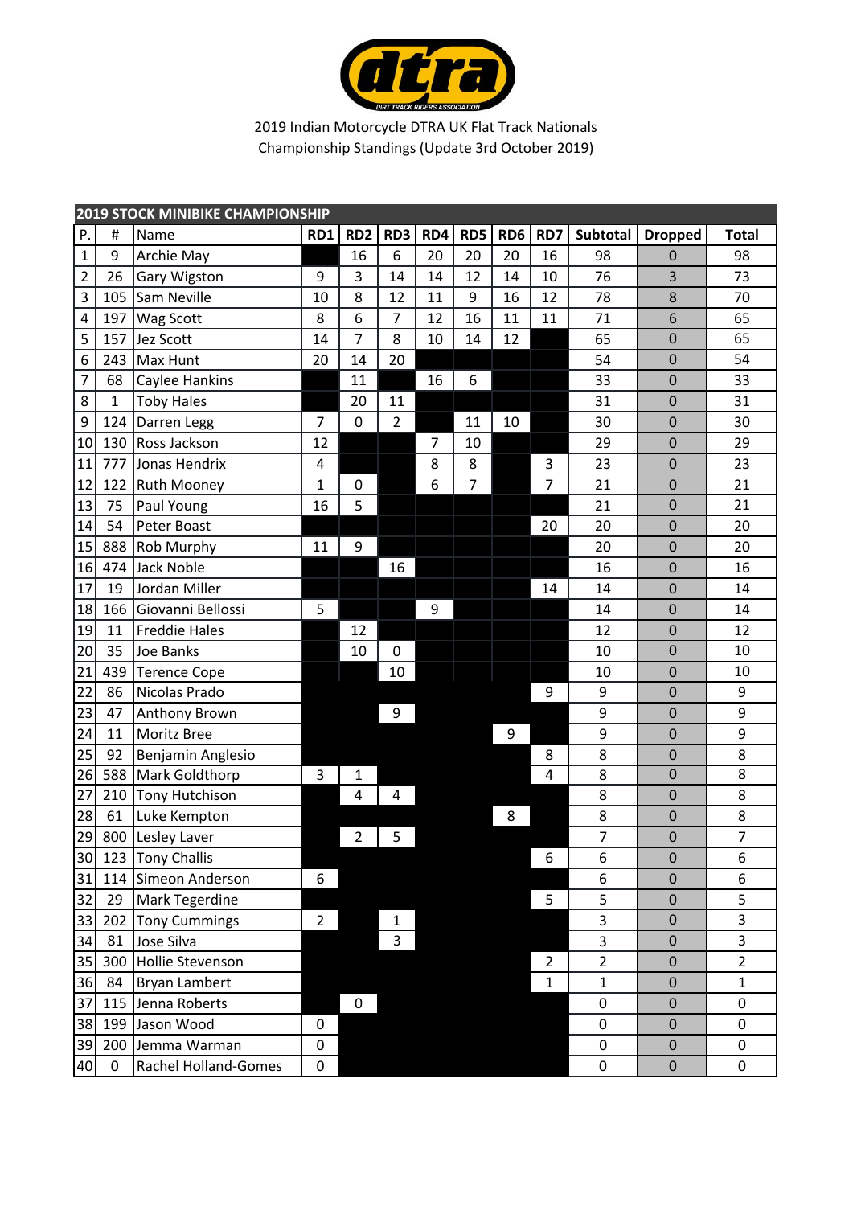dtra

DIRT TRACK RIDERS ASSOCIATION

2019 Indian Motorcycle DTRA UK Flat Track Nationals
Championship Standings (Update 3rd October 2019)

**2019 STOCK MINIBIKE CHAMPIONSHIP**

| P. | # | Name | RD1 | RD2 | RD3 | RD4 | RD5 | RD6 | RD7 | Subtotal | Dropped | Total |
|---|---|---|---|---|---|---|---|---|---|---|---|---|
| 1 | 9 | Archie May | | 16 | 6 | 20 | 20 | 20 | 16 | 98 | 0 | 98 |
| 2 | 26 | Gary Wigston | 9 | 3 | 14 | 14 | 12 | 14 | 10 | 76 | 3 | 73 |
| 3 | 105 | Sam Neville | 10 | 8 | 12 | 11 | 9 | 16 | 12 | 78 | 8 | 70 |
| 4 | 197 | Wag Scott | 8 | 6 | 7 | 12 | 16 | 11 | 11 | 71 | 6 | 65 |
| 5 | 157 | Jez Scott | 14 | 7 | 8 | 10 | 14 | 12 | | 65 | 0 | 65 |
| 6 | 243 | Max Hunt | 20 | 14 | 20 | | | | | 54 | 0 | 54 |
| 7 | 68 | Caylee Hankins | | 11 | | 16 | 6 | | | 33 | 0 | 33 |
| 8 | 1 | Toby Hales | | 20 | 11 | | | | | 31 | 0 | 31 |
| 9 | 124 | Darren Legg | 7 | 0 | 2 | | 11 | 10 | | 30 | 0 | 30 |
| 10 | 130 | Ross Jackson | 12 | | | 7 | 10 | | | 29 | 0 | 29 |
| 11 | 777 | Jonas Hendrix | 4 | | | 8 | 8 | | 3 | 23 | 0 | 23 |
| 12 | 122 | Ruth Mooney | 1 | 0 | | 6 | 7 | | 7 | 21 | 0 | 21 |
| 13 | 75 | Paul Young | 16 | 5 | | | | | | 21 | 0 | 21 |
| 14 | 54 | Peter Boast | | | | | | | 20 | 20 | 0 | 20 |
| 15 | 888 | Rob Murphy | 11 | 9 | | | | | | 20 | 0 | 20 |
| 16 | 474 | Jack Noble | | | 16 | | | | | 16 | 0 | 16 |
| 17 | 19 | Jordan Miller | | | | | | | 14 | 14 | 0 | 14 |
| 18 | 166 | Giovanni Bellossi | 5 | | | 9 | | | | 14 | 0 | 14 |
| 19 | 11 | Freddie Hales | | 12 | | | | | | 12 | 0 | 12 |
| 20 | 35 | Joe Banks | | 10 | 0 | | | | | 10 | 0 | 10 |
| 21 | 439 | Terence Cope | | | 10 | | | | | 10 | 0 | 10 |
| 22 | 86 | Nicolas Prado | | | | | | | 9 | 9 | 0 | 9 |
| 23 | 47 | Anthony Brown | | | 9 | | | | | 9 | 0 | 9 |
| 24 | 11 | Moritz Bree | | | | | | 9 | | 9 | 0 | 9 |
| 25 | 92 | Benjamin Anglesio | | | | | | | 8 | 8 | 0 | 8 |
| 26 | 588 | Mark Goldthorp | 3 | 1 | | | | | 4 | 8 | 0 | 8 |
| 27 | 210 | Tony Hutchison | | 4 | 4 | | | | | 8 | 0 | 8 |
| 28 | 61 | Luke Kempton | | | | | | 8 | | 8 | 0 | 8 |
| 29 | 800 | Lesley Laver | | 2 | 5 | | | | | 7 | 0 | 7 |
| 30 | 123 | Tony Challis | | | | | | | 6 | 6 | 0 | 6 |
| 31 | 114 | Simeon Anderson | 6 | | | | | | | 6 | 0 | 6 |
| 32 | 29 | Mark Tegerdine | | | | | | | 5 | 5 | 0 | 5 |
| 33 | 202 | Tony Cummings | 2 | | 1 | | | | | 3 | 0 | 3 |
| 34 | 81 | Jose Silva | | | 3 | | | | | 3 | 0 | 3 |
| 35 | 300 | Hollie Stevenson | | | | | | | 2 | 2 | 0 | 2 |
| 36 | 84 | Bryan Lambert | | | | | | | 1 | 1 | 0 | 1 |
| 37 | 115 | Jenna Roberts | | 0 | | | | | | 0 | 0 | 0 |
| 38 | 199 | Jason Wood | 0 | | | | | | | 0 | 0 | 0 |
| 39 | 200 | Jemma Warman | 0 | | | | | | | 0 | 0 | 0 |
| 40 | 0 | Rachel Holland-Gomes | 0 | | | | | | | 0 | 0 | 0 |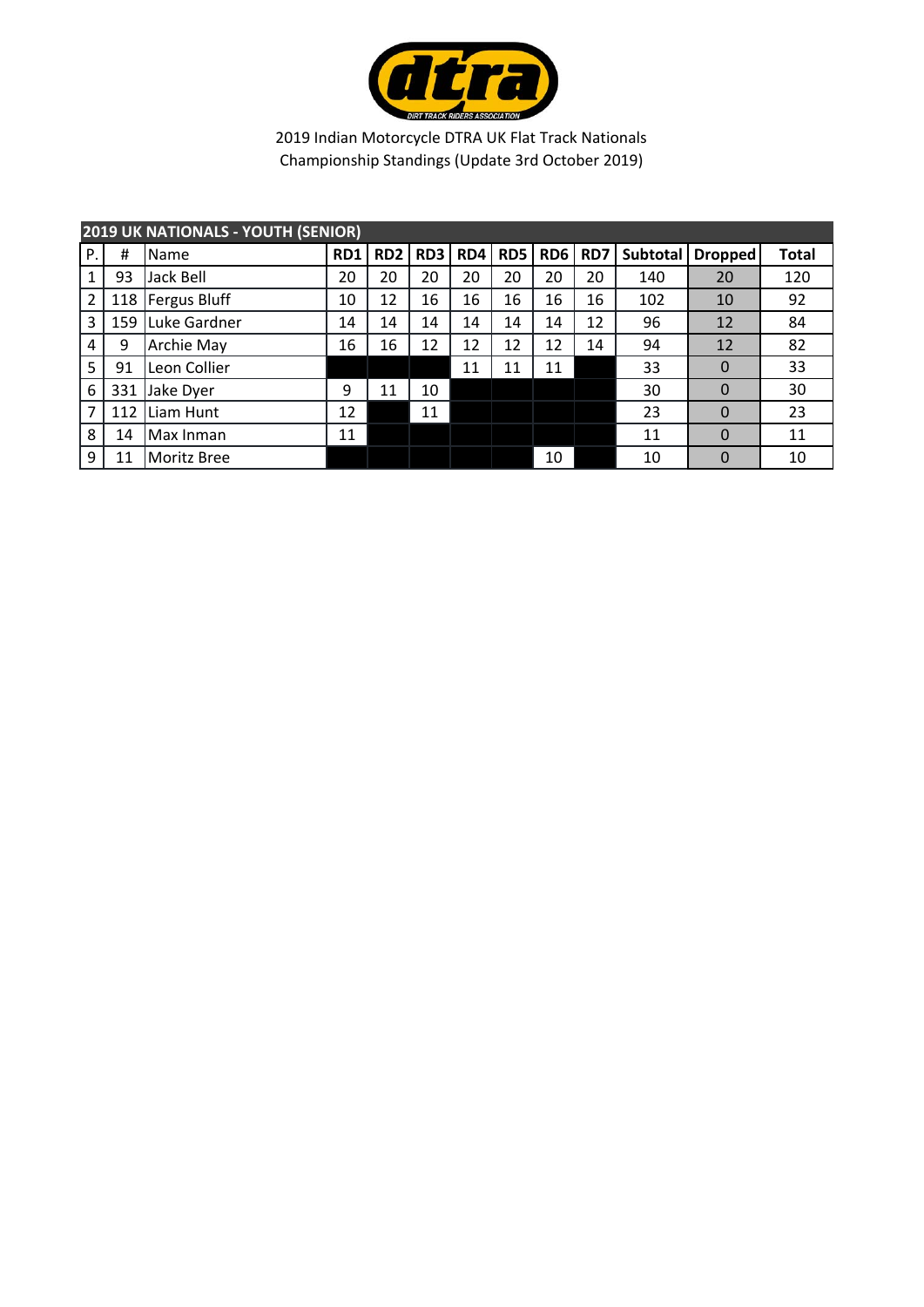2019 Indian Motorcycle DTRA UK Flat Track Nationals
Championship Standings (Update 3rd October 2019)

| 2019 UK NATIONALS - YOUTH (SENIOR) | | | | | | | | | | | | | |
|---|---|---|---|---|---|---|---|---|---|---|---|---|---|
| P. | # | Name | RD1 | RD2 | RD3 | RD4 | RD5 | RD6 | RD7 | Subtotal | Dropped | Total |
| 1 | 93 | Jack Bell | 20 | 20 | 20 | 20 | 20 | 20 | 20 | 140 | 20 | 120 |
| 2 | 118 | Fergus Bluff | 10 | 12 | 16 | 16 | 16 | 16 | 16 | 102 | 10 | 92 |
| 3 | 159 | Luke Gardner | 14 | 14 | 14 | 14 | 14 | 14 | 12 | 96 | 12 | 84 |
| 4 | 9 | Archie May | 16 | 16 | 12 | 12 | 12 | 12 | 14 | 94 | 12 | 82 |
| 5 | 91 | Leon Collier | | | | 11 | 11 | 11 | | 33 | 0 | 33 |
| 6 | 331 | Jake Dyer | 9 | 11 | 10 | | | | | 30 | 0 | 30 |
| 7 | 112 | Liam Hunt | 12 | | 11 | | | | | 23 | 0 | 23 |
| 8 | 14 | Max Inman | 11 | | | | | | | 11 | 0 | 11 |
| 9 | 11 | Moritz Bree | | | | | | 10 | | 10 | 0 | 10 |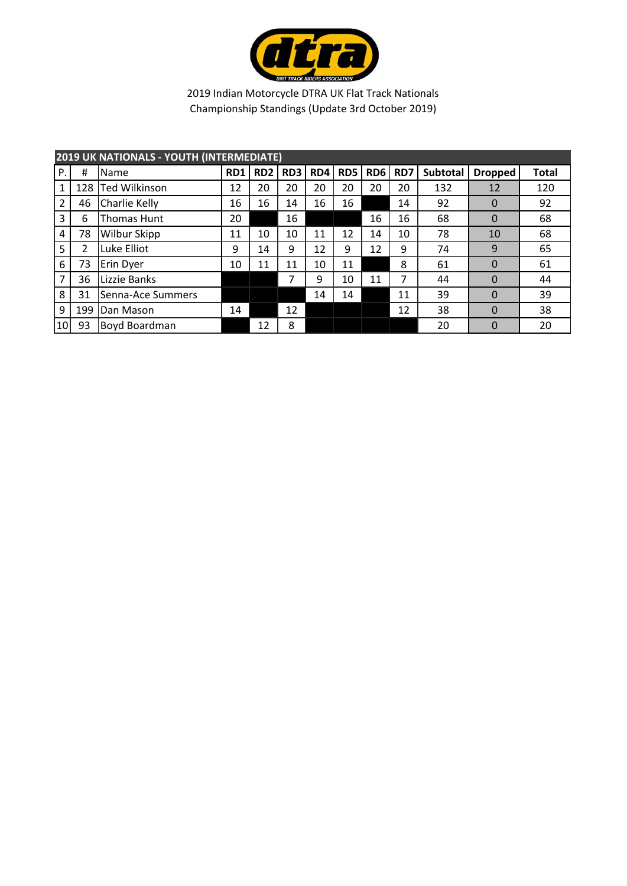2019 Indian Motorcycle DTRA UK Flat Track Nationals
Championship Standings (Update 3rd October 2019)

## 2019 UK NATIONALS - YOUTH (INTERMEDIATE)

| P. | # | Name | RD1 | RD2 | RD3 | RD4 | RD5 | RD6 | RD7 | Subtotal | Dropped | Total |
|---|---|---|---|---|---|---|---|---|---|---|---|---|
| 1 | 128 | Ted Wilkinson | 12 | 20 | 20 | 20 | 20 | 20 | 20 | 132 | 12 | 120 |
| 2 | 46 | Charlie Kelly | 16 | 16 | 14 | 16 | 16 | | 14 | 92 | 0 | 92 |
| 3 | 6 | Thomas Hunt | 20 | | 16 | | | 16 | 16 | 68 | 0 | 68 |
| 4 | 78 | Wilbur Skipp | 11 | 10 | 10 | 11 | 12 | 14 | 10 | 78 | 10 | 68 |
| 5 | 2 | Luke Elliot | 9 | 14 | 9 | 12 | 9 | 12 | 9 | 74 | 9 | 65 |
| 6 | 73 | Erin Dyer | 10 | 11 | 11 | 10 | 11 | | 8 | 61 | 0 | 61 |
| 7 | 36 | Lizzie Banks | | | 7 | 9 | 10 | 11 | 7 | 44 | 0 | 44 |
| 8 | 31 | Senna-Ace Summers | | | | 14 | 14 | | 11 | 39 | 0 | 39 |
| 9 | 199 | Dan Mason | 14 | | 12 | | | | 12 | 38 | 0 | 38 |
| 10 | 93 | Boyd Boardman | | 12 | 8 | | | | | 20 | 0 | 20 |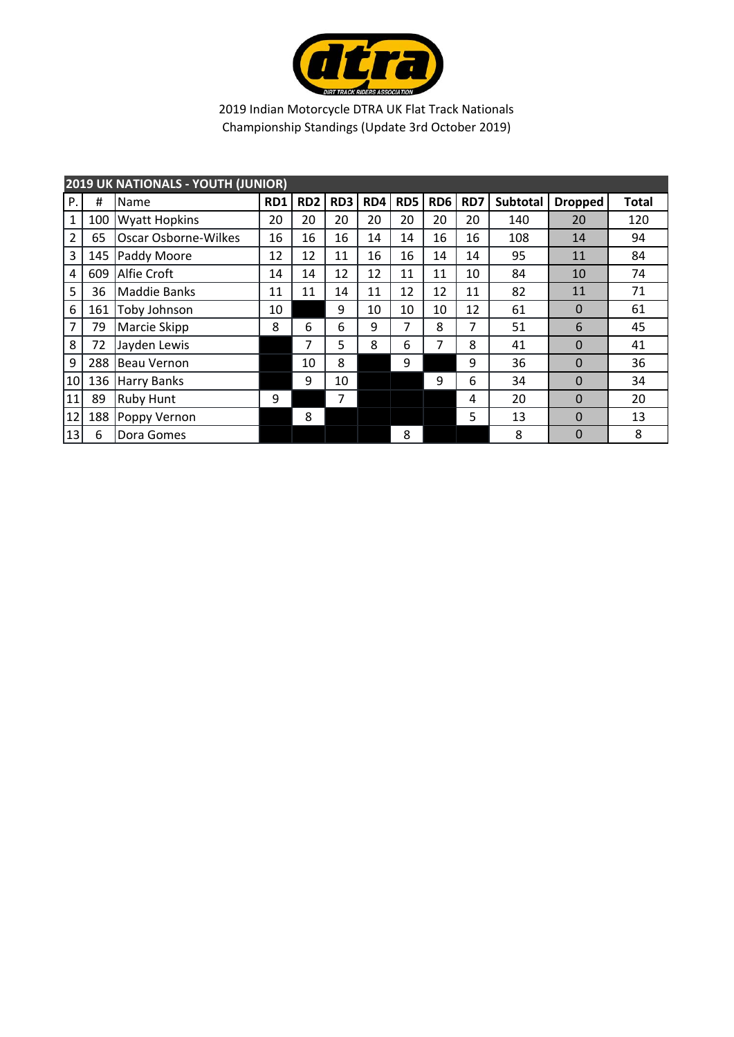2019 Indian Motorcycle DTRA UK Flat Track Nationals
Championship Standings (Update 3rd October 2019)

| 2019 UK NATIONALS - YOUTH (JUNIOR) | | | | | | | | | | | | | |
|---|---|---|---|---|---|---|---|---|---|---|---|---|---|
| P. | # | Name | RD1 | RD2 | RD3 | RD4 | RD5 | RD6 | RD7 | Subtotal | Dropped | Total |
| 1 | 100 | Wyatt Hopkins | 20 | 20 | 20 | 20 | 20 | 20 | 20 | 140 | 20 | 120 |
| 2 | 65 | Oscar Osborne-Wilkes | 16 | 16 | 16 | 14 | 14 | 16 | 16 | 108 | 14 | 94 |
| 3 | 145 | Paddy Moore | 12 | 12 | 11 | 16 | 16 | 14 | 14 | 95 | 11 | 84 |
| 4 | 609 | Alfie Croft | 14 | 14 | 12 | 12 | 11 | 11 | 10 | 84 | 10 | 74 |
| 5 | 36 | Maddie Banks | 11 | 11 | 14 | 11 | 12 | 12 | 11 | 82 | 11 | 71 |
| 6 | 161 | Toby Johnson | 10 | | 9 | 10 | 10 | 10 | 12 | 61 | 0 | 61 |
| 7 | 79 | Marcie Skipp | 8 | 6 | 6 | 9 | 7 | 8 | 7 | 51 | 6 | 45 |
| 8 | 72 | Jayden Lewis | | 7 | 5 | 8 | 6 | 7 | 8 | 41 | 0 | 41 |
| 9 | 288 | Beau Vernon | | 10 | 8 | | 9 | | 9 | 36 | 0 | 36 |
| 10 | 136 | Harry Banks | | 9 | 10 | | | 9 | 6 | 34 | 0 | 34 |
| 11 | 89 | Ruby Hunt | 9 | | 7 | | | | 4 | 20 | 0 | 20 |
| 12 | 188 | Poppy Vernon | | 8 | | | | | 5 | 13 | 0 | 13 |
| 13 | 6 | Dora Gomes | | | | | 8 | | | 8 | 0 | 8 |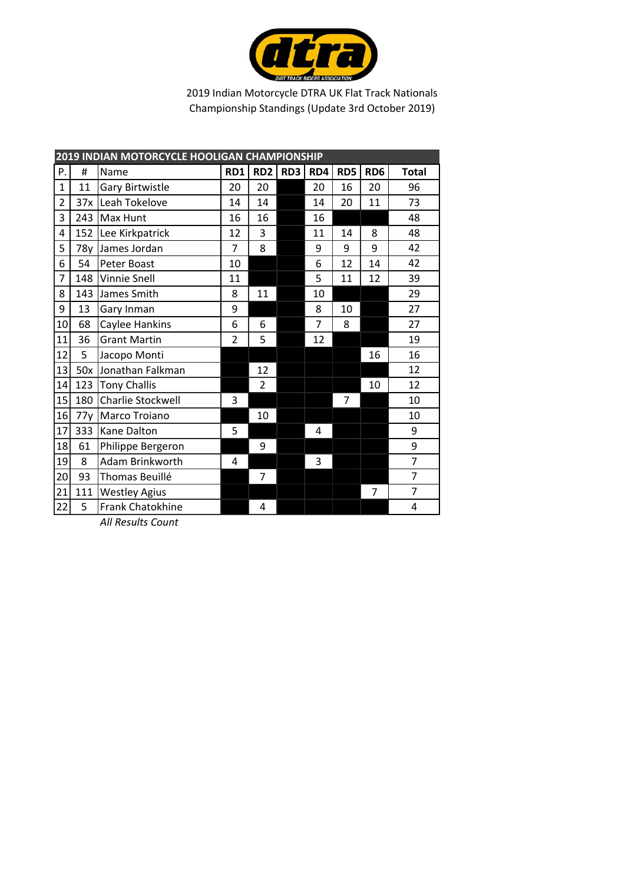2019 Indian Motorcycle DTRA UK Flat Track Nationals
Championship Standings (Update 3rd October 2019)

| 2019 INDIAN MOTORCYCLE HOOLIGAN CHAMPIONSHIP | | | | | | | | | | |
|---|---|---|---|---|---|---|---|---|---|---|
| P. | # | Name | RD1 | RD2 | RD3 | RD4 | RD5 | RD6 | Total |
| 1 | 11 | Gary Birtwistle | 20 | 20 | | 20 | 16 | 20 | 96 |
| 2 | 37x | Leah Tokelove | 14 | 14 | | 14 | 20 | 11 | 73 |
| 3 | 243 | Max Hunt | 16 | 16 | | 16 | | | 48 |
| 4 | 152 | Lee Kirkpatrick | 12 | 3 | | 11 | 14 | 8 | 48 |
| 5 | 78y | James Jordan | 7 | 8 | | 9 | 9 | 9 | 42 |
| 6 | 54 | Peter Boast | 10 | | | 6 | 12 | 14 | 42 |
| 7 | 148 | Vinnie Snell | 11 | | | 5 | 11 | 12 | 39 |
| 8 | 143 | James Smith | 8 | 11 | | 10 | | | 29 |
| 9 | 13 | Gary Inman | 9 | | | 8 | 10 | | 27 |
| 10 | 68 | Caylee Hankins | 6 | 6 | | 7 | 8 | | 27 |
| 11 | 36 | Grant Martin | 2 | 5 | | 12 | | | 19 |
| 12 | 5 | Jacopo Monti | | | | | | 16 | 16 |
| 13 | 50x | Jonathan Falkman | | 12 | | | | | 12 |
| 14 | 123 | Tony Challis | | 2 | | | | 10 | 12 |
| 15 | 180 | Charlie Stockwell | 3 | | | | 7 | | 10 |
| 16 | 77y | Marco Troiano | | 10 | | | | | 10 |
| 17 | 333 | Kane Dalton | 5 | | | 4 | | | 9 |
| 18 | 61 | Philippe Bergeron | | 9 | | | | | 9 |
| 19 | 8 | Adam Brinkworth | 4 | | | 3 | | | 7 |
| 20 | 93 | Thomas Beuillé | | 7 | | | | | 7 |
| 21 | 111 | Westley Agius | | | | | | 7 | 7 |
| 22 | 5 | Frank Chatokhine | | 4 | | | | | 4 |

*All Results Count*